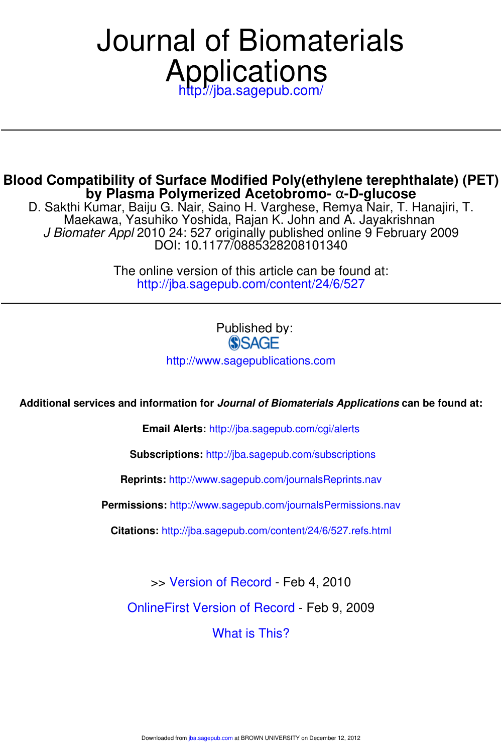# Journal of Biomaterials Applications

http://jba.sagepub.com/

---

## Blood Compatibility of Surface Modified Poly(ethylene terephthalate) (PET) by Plasma Polymerized Acetobromo- α-D-glucose

D. Sakthi Kumar, Baiju G. Nair, Saino H. Varghese, Remya Nair, T. Hanajiri, T. Maekawa, Yasuhiko Yoshida, Rajan K. John and A. Jayakrishnan

*J Biomater Appl* 2010 24: 527 originally published online 9 February 2009

DOI: 10.1177/0885328208101340

The online version of this article can be found at:
http://jba.sagepub.com/content/24/6/527

---

Published by:

SAGE

http://www.sagepublications.com

**Additional services and information for *Journal of Biomaterials Applications* can be found at:**

**Email Alerts:** http://jba.sagepub.com/cgi/alerts

**Subscriptions:** http://jba.sagepub.com/subscriptions

**Reprints:** http://www.sagepub.com/journalsReprints.nav

**Permissions:** http://www.sagepub.com/journalsPermissions.nav

**Citations:** http://jba.sagepub.com/content/24/6/527.refs.html

>> Version of Record - Feb 4, 2010

OnlineFirst Version of Record - Feb 9, 2009

What is This?

Downloaded from jba.sagepub.com at BROWN UNIVERSITY on December 12, 2012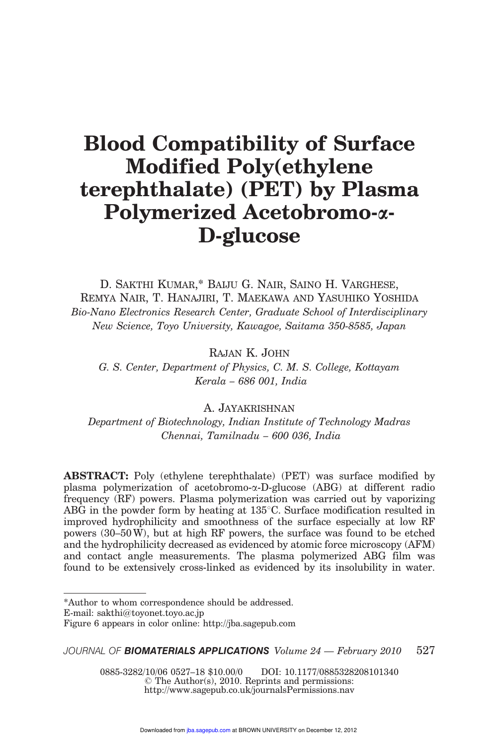# Blood Compatibility of Surface Modified Poly(ethylene terephthalate) (PET) by Plasma Polymerized Acetobromo-α-D-glucose

D. SAKTHI KUMAR,* BAIJU G. NAIR, SAINO H. VARGHESE, REMYA NAIR, T. HANAJIRI, T. MAEKAWA AND YASUHIKO YOSHIDA

*Bio-Nano Electronics Research Center, Graduate School of Interdisciplinary New Science, Toyo University, Kawagoe, Saitama 350-8585, Japan*

RAJAN K. JOHN

*G. S. Center, Department of Physics, C. M. S. College, Kottayam Kerala – 686 001, India*

A. JAYAKRISHNAN

*Department of Biotechnology, Indian Institute of Technology Madras Chennai, Tamilnadu – 600 036, India*

**ABSTRACT:** Poly (ethylene terephthalate) (PET) was surface modified by plasma polymerization of acetobromo-α-D-glucose (ABG) at different radio frequency (RF) powers. Plasma polymerization was carried out by vaporizing ABG in the powder form by heating at 135°C. Surface modification resulted in improved hydrophilicity and smoothness of the surface especially at low RF powers (30–50 W), but at high RF powers, the surface was found to be etched and the hydrophilicity decreased as evidenced by atomic force microscopy (AFM) and contact angle measurements. The plasma polymerized ABG film was found to be extensively cross-linked as evidenced by its insolubility in water.

*Author to whom correspondence should be addressed.
E-mail: sakthi@toyonet.toyo.ac.jp
Figure 6 appears in color online: http://jba.sagepub.com

0885-3282/10/06 0527–18 $10.00/0 DOI: 10.1177/0885328208101340
© The Author(s), 2010. Reprints and permissions:
http://www.sagepub.co.uk/journalsPermissions.nav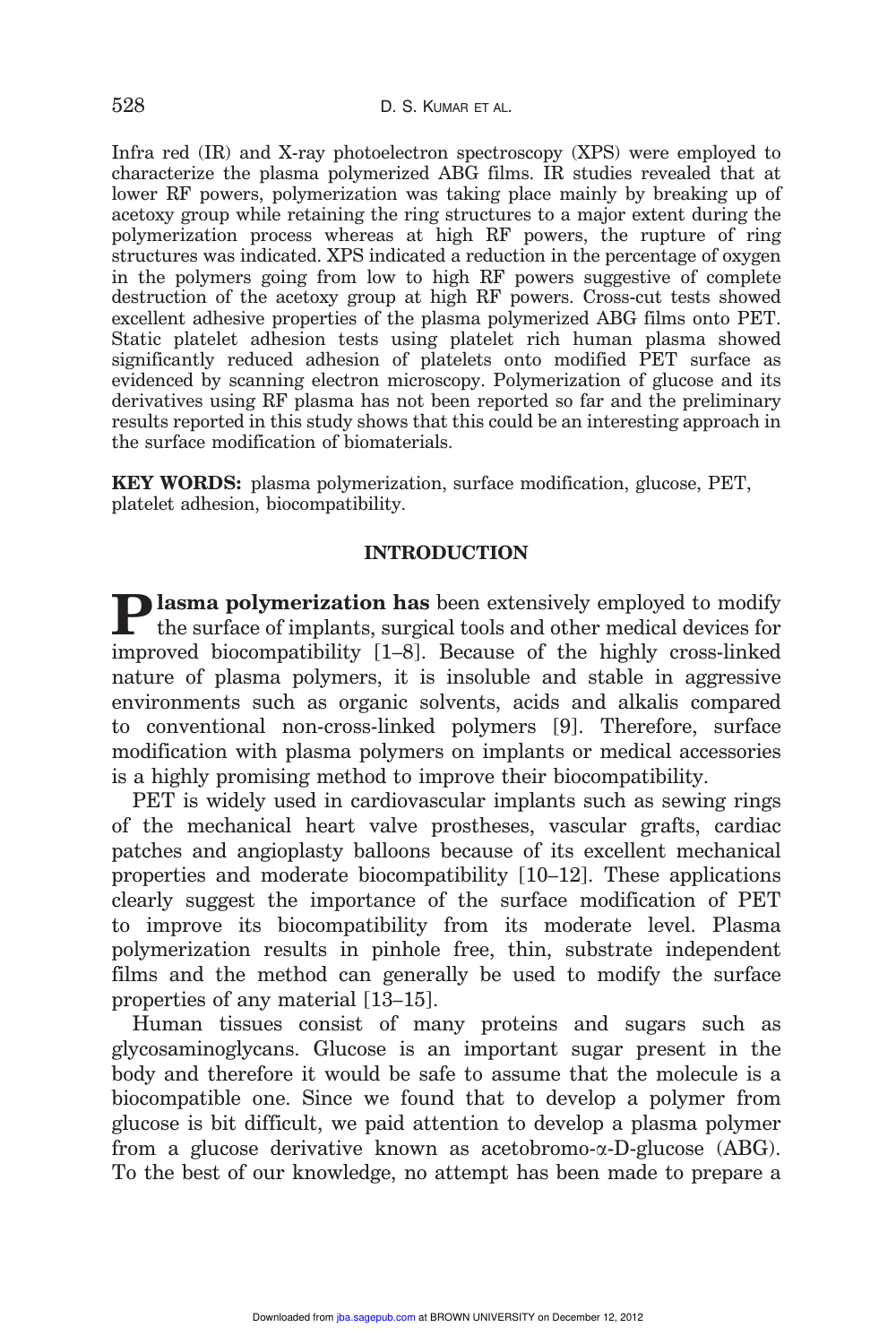Infra red (IR) and X-ray photoelectron spectroscopy (XPS) were employed to characterize the plasma polymerized ABG films. IR studies revealed that at lower RF powers, polymerization was taking place mainly by breaking up of acetoxy group while retaining the ring structures to a major extent during the polymerization process whereas at high RF powers, the rupture of ring structures was indicated. XPS indicated a reduction in the percentage of oxygen in the polymers going from low to high RF powers suggestive of complete destruction of the acetoxy group at high RF powers. Cross-cut tests showed excellent adhesive properties of the plasma polymerized ABG films onto PET. Static platelet adhesion tests using platelet rich human plasma showed significantly reduced adhesion of platelets onto modified PET surface as evidenced by scanning electron microscopy. Polymerization of glucose and its derivatives using RF plasma has not been reported so far and the preliminary results reported in this study shows that this could be an interesting approach in the surface modification of biomaterials.

**KEY WORDS:** plasma polymerization, surface modification, glucose, PET, platelet adhesion, biocompatibility.

## INTRODUCTION

**Plasma polymerization has** been extensively employed to modify the surface of implants, surgical tools and other medical devices for improved biocompatibility [1–8]. Because of the highly cross-linked nature of plasma polymers, it is insoluble and stable in aggressive environments such as organic solvents, acids and alkalis compared to conventional non-cross-linked polymers [9]. Therefore, surface modification with plasma polymers on implants or medical accessories is a highly promising method to improve their biocompatibility.

PET is widely used in cardiovascular implants such as sewing rings of the mechanical heart valve prostheses, vascular grafts, cardiac patches and angioplasty balloons because of its excellent mechanical properties and moderate biocompatibility [10–12]. These applications clearly suggest the importance of the surface modification of PET to improve its biocompatibility from its moderate level. Plasma polymerization results in pinhole free, thin, substrate independent films and the method can generally be used to modify the surface properties of any material [13–15].

Human tissues consist of many proteins and sugars such as glycosaminoglycans. Glucose is an important sugar present in the body and therefore it would be safe to assume that the molecule is a biocompatible one. Since we found that to develop a polymer from glucose is bit difficult, we paid attention to develop a plasma polymer from a glucose derivative known as acetobromo-α-D-glucose (ABG). To the best of our knowledge, no attempt has been made to prepare a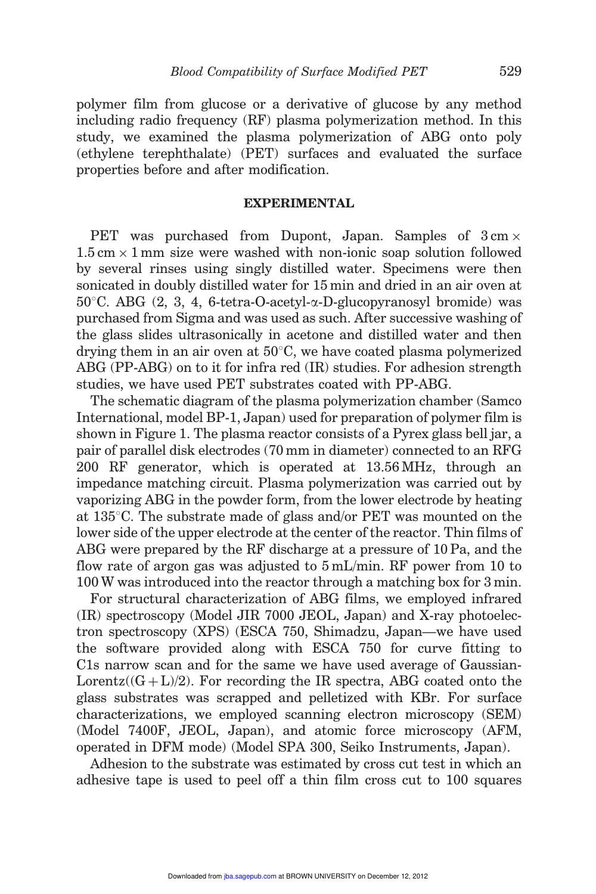polymer film from glucose or a derivative of glucose by any method including radio frequency (RF) plasma polymerization method. In this study, we examined the plasma polymerization of ABG onto poly (ethylene terephthalate) (PET) surfaces and evaluated the surface properties before and after modification.

## EXPERIMENTAL

PET was purchased from Dupont, Japan. Samples of $3\,\text{cm} \times 1.5\,\text{cm} \times 1\,\text{mm}$ size were washed with non-ionic soap solution followed by several rinses using singly distilled water. Specimens were then sonicated in doubly distilled water for 15 min and dried in an air oven at 50°C. ABG (2, 3, 4, 6-tetra-O-acetyl-α-D-glucopyranosyl bromide) was purchased from Sigma and was used as such. After successive washing of the glass slides ultrasonically in acetone and distilled water and then drying them in an air oven at 50°C, we have coated plasma polymerized ABG (PP-ABG) on to it for infra red (IR) studies. For adhesion strength studies, we have used PET substrates coated with PP-ABG.

The schematic diagram of the plasma polymerization chamber (Samco International, model BP-1, Japan) used for preparation of polymer film is shown in Figure 1. The plasma reactor consists of a Pyrex glass bell jar, a pair of parallel disk electrodes (70 mm in diameter) connected to an RFG 200 RF generator, which is operated at 13.56 MHz, through an impedance matching circuit. Plasma polymerization was carried out by vaporizing ABG in the powder form, from the lower electrode by heating at 135°C. The substrate made of glass and/or PET was mounted on the lower side of the upper electrode at the center of the reactor. Thin films of ABG were prepared by the RF discharge at a pressure of 10 Pa, and the flow rate of argon gas was adjusted to 5 mL/min. RF power from 10 to 100 W was introduced into the reactor through a matching box for 3 min.

For structural characterization of ABG films, we employed infrared (IR) spectroscopy (Model JIR 7000 JEOL, Japan) and X-ray photoelectron spectroscopy (XPS) (ESCA 750, Shimadzu, Japan—we have used the software provided along with ESCA 750 for curve fitting to C1s narrow scan and for the same we have used average of Gaussian-Lorentz($(G + L)/2$). For recording the IR spectra, ABG coated onto the glass substrates was scrapped and pelletized with KBr. For surface characterizations, we employed scanning electron microscopy (SEM) (Model 7400F, JEOL, Japan), and atomic force microscopy (AFM, operated in DFM mode) (Model SPA 300, Seiko Instruments, Japan).

Adhesion to the substrate was estimated by cross cut test in which an adhesive tape is used to peel off a thin film cross cut to 100 squares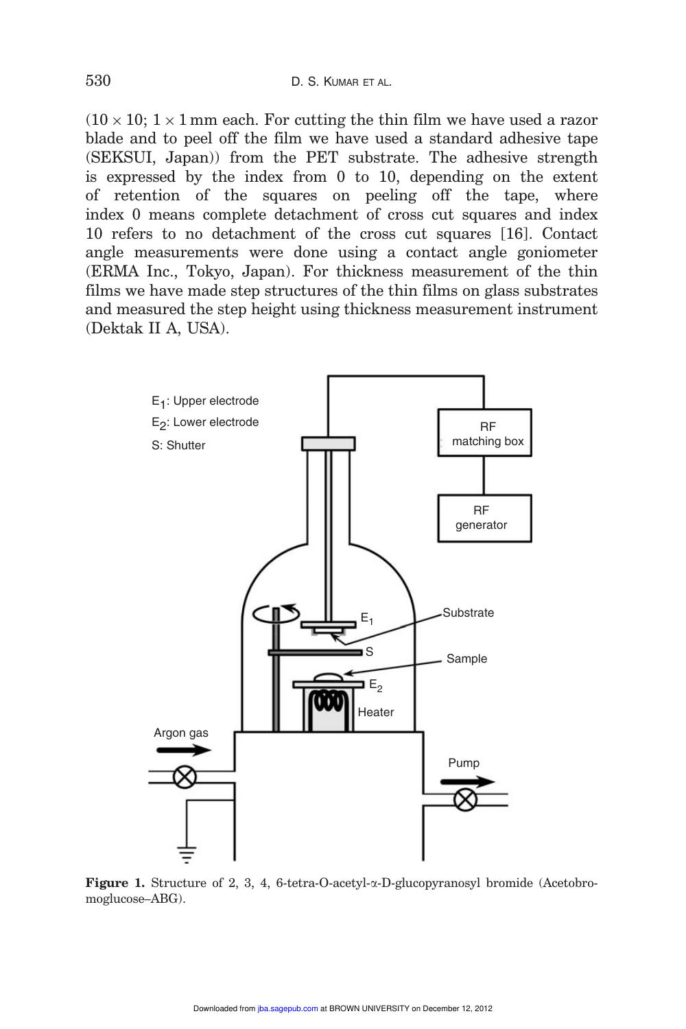$(10 \times 10; 1 \times 1$ mm each. For cutting the thin film we have used a razor blade and to peel off the film we have used a standard adhesive tape (SEKSUI, Japan)) from the PET substrate. The adhesive strength is expressed by the index from 0 to 10, depending on the extent of retention of the squares on peeling off the tape, where index 0 means complete detachment of cross cut squares and index 10 refers to no detachment of the cross cut squares [16]. Contact angle measurements were done using a contact angle goniometer (ERMA Inc., Tokyo, Japan). For thickness measurement of the thin films we have made step structures of the thin films on glass substrates and measured the step height using thickness measurement instrument (Dektak II A, USA).

**Figure 1.** Structure of 2, 3, 4, 6-tetra-O-acetyl-α-D-glucopyranosyl bromide (Acetobromoglucose–ABG).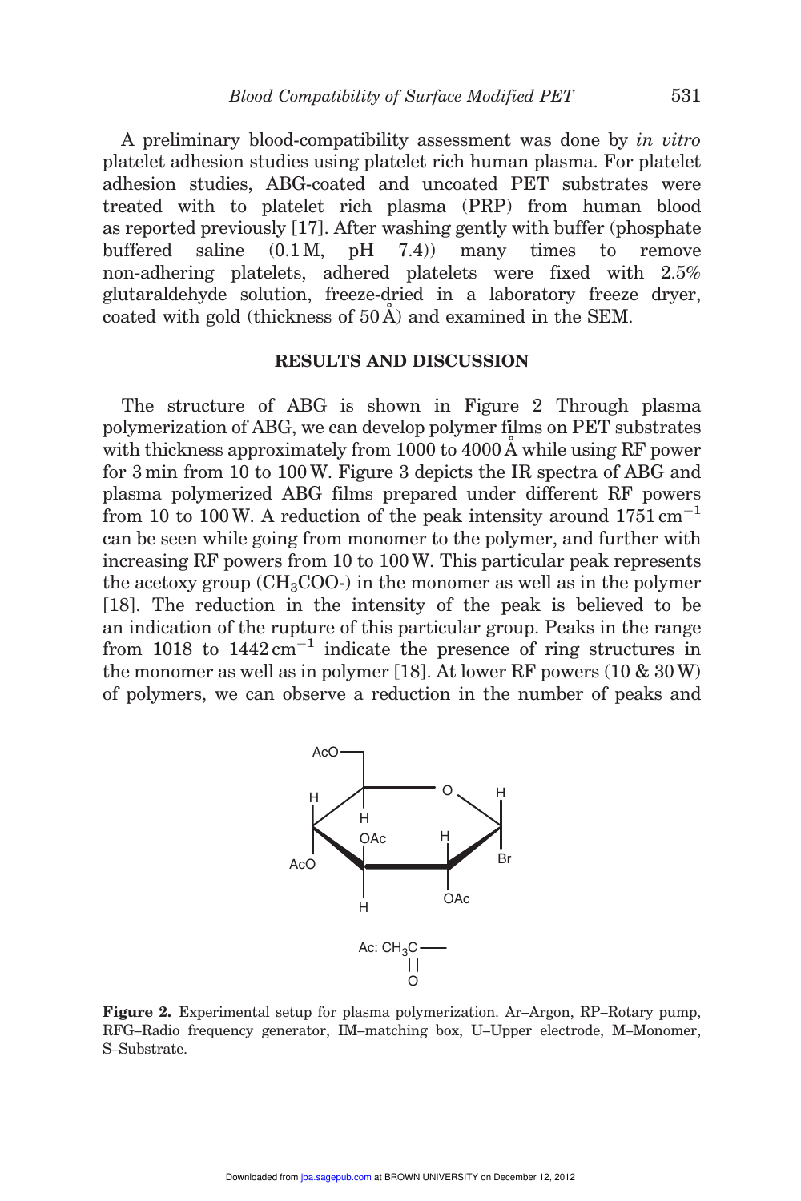A preliminary blood-compatibility assessment was done by *in vitro* platelet adhesion studies using platelet rich human plasma. For platelet adhesion studies, ABG-coated and uncoated PET substrates were treated with to platelet rich plasma (PRP) from human blood as reported previously [17]. After washing gently with buffer (phosphate buffered saline (0.1 M, pH 7.4)) many times to remove non-adhering platelets, adhered platelets were fixed with 2.5% glutaraldehyde solution, freeze-dried in a laboratory freeze dryer, coated with gold (thickness of 50 Å) and examined in the SEM.

## RESULTS AND DISCUSSION

The structure of ABG is shown in Figure 2 Through plasma polymerization of ABG, we can develop polymer films on PET substrates with thickness approximately from 1000 to 4000 Å while using RF power for 3 min from 10 to 100 W. Figure 3 depicts the IR spectra of ABG and plasma polymerized ABG films prepared under different RF powers from 10 to 100 W. A reduction of the peak intensity around 1751 $cm^{-1}$ can be seen while going from monomer to the polymer, and further with increasing RF powers from 10 to 100 W. This particular peak represents the acetoxy group ($CH_3COO$-) in the monomer as well as in the polymer [18]. The reduction in the intensity of the peak is believed to be an indication of the rupture of this particular group. Peaks in the range from 1018 to 1442 $cm^{-1}$ indicate the presence of ring structures in the monomer as well as in polymer [18]. At lower RF powers (10 & 30 W) of polymers, we can observe a reduction in the number of peaks and

**Figure 2.** Experimental setup for plasma polymerization. Ar–Argon, RP–Rotary pump, RFG–Radio frequency generator, IM–matching box, U–Upper electrode, M–Monomer, S–Substrate.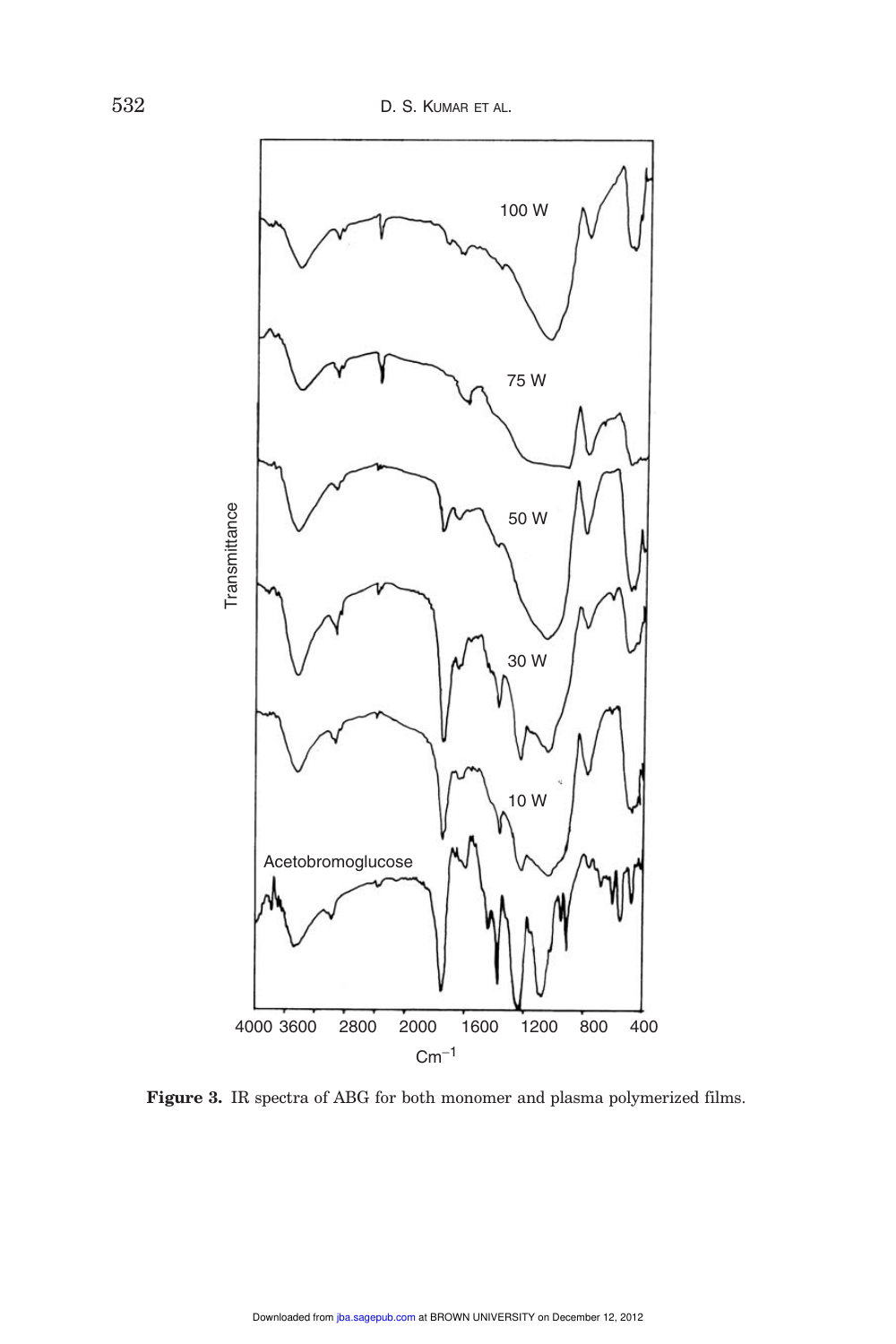**Figure 3.** IR spectra of ABG for both monomer and plasma polymerized films.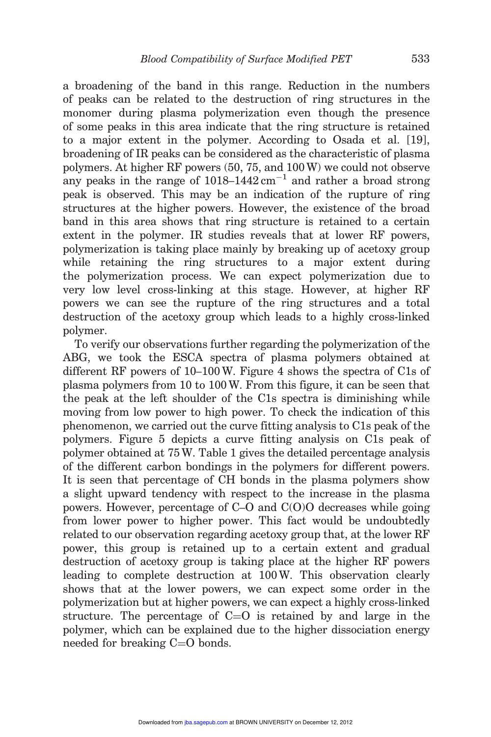a broadening of the band in this range. Reduction in the numbers of peaks can be related to the destruction of ring structures in the monomer during plasma polymerization even though the presence of some peaks in this area indicate that the ring structure is retained to a major extent in the polymer. According to Osada et al. [19], broadening of IR peaks can be considered as the characteristic of plasma polymers. At higher RF powers (50, 75, and 100 W) we could not observe any peaks in the range of 1018–1442 $cm^{-1}$ and rather a broad strong peak is observed. This may be an indication of the rupture of ring structures at the higher powers. However, the existence of the broad band in this area shows that ring structure is retained to a certain extent in the polymer. IR studies reveals that at lower RF powers, polymerization is taking place mainly by breaking up of acetoxy group while retaining the ring structures to a major extent during the polymerization process. We can expect polymerization due to very low level cross-linking at this stage. However, at higher RF powers we can see the rupture of the ring structures and a total destruction of the acetoxy group which leads to a highly cross-linked polymer.

To verify our observations further regarding the polymerization of the ABG, we took the ESCA spectra of plasma polymers obtained at different RF powers of 10–100 W. Figure 4 shows the spectra of C1s of plasma polymers from 10 to 100 W. From this figure, it can be seen that the peak at the left shoulder of the C1s spectra is diminishing while moving from low power to high power. To check the indication of this phenomenon, we carried out the curve fitting analysis to C1s peak of the polymers. Figure 5 depicts a curve fitting analysis on C1s peak of polymer obtained at 75 W. Table 1 gives the detailed percentage analysis of the different carbon bondings in the polymers for different powers. It is seen that percentage of CH bonds in the plasma polymers show a slight upward tendency with respect to the increase in the plasma powers. However, percentage of C–O and C(O)O decreases while going from lower power to higher power. This fact would be undoubtedly related to our observation regarding acetoxy group that, at the lower RF power, this group is retained up to a certain extent and gradual destruction of acetoxy group is taking place at the higher RF powers leading to complete destruction at 100 W. This observation clearly shows that at the lower powers, we can expect some order in the polymerization but at higher powers, we can expect a highly cross-linked structure. The percentage of C=O is retained by and large in the polymer, which can be explained due to the higher dissociation energy needed for breaking C=O bonds.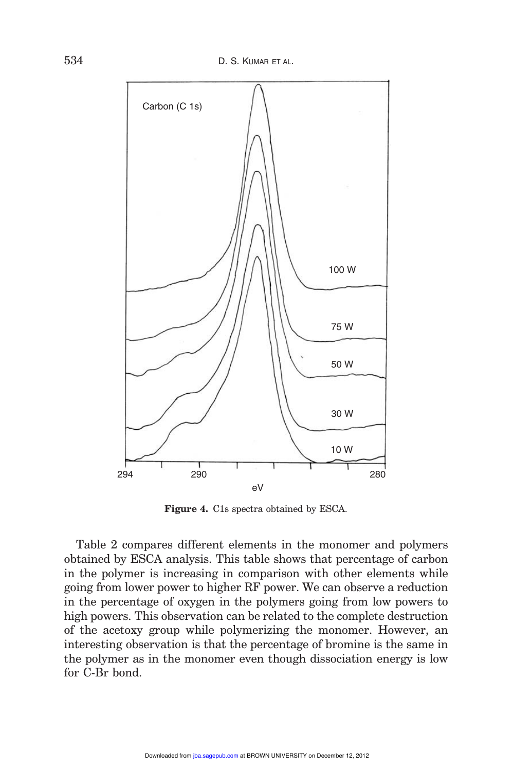**Figure 4.** C1s spectra obtained by ESCA.

Table 2 compares different elements in the monomer and polymers obtained by ESCA analysis. This table shows that percentage of carbon in the polymer is increasing in comparison with other elements while going from lower power to higher RF power. We can observe a reduction in the percentage of oxygen in the polymers going from low powers to high powers. This observation can be related to the complete destruction of the acetoxy group while polymerizing the monomer. However, an interesting observation is that the percentage of bromine is the same in the polymer as in the monomer even though dissociation energy is low for C-Br bond.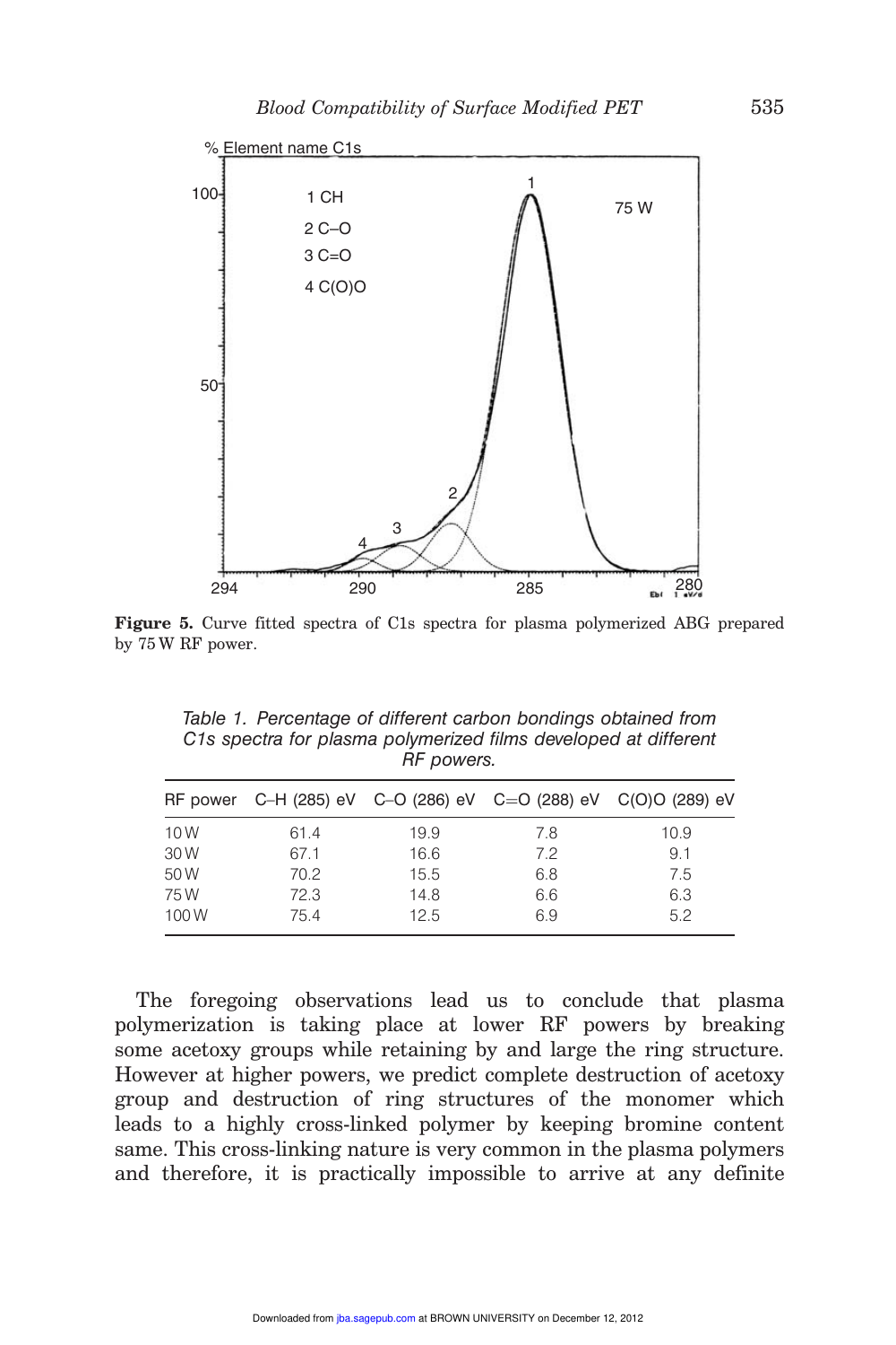**Figure 5.** Curve fitted spectra of C1s spectra for plasma polymerized ABG prepared by 75 W RF power.

*Table 1. Percentage of different carbon bondings obtained from C1s spectra for plasma polymerized films developed at different RF powers.*

| RF power | C–H (285) eV | C–O (286) eV | C=O (288) eV | C(O)O (289) eV |
|---|---|---|---|---|
| 10 W | 61.4 | 19.9 | 7.8 | 10.9 |
| 30 W | 67.1 | 16.6 | 7.2 | 9.1 |
| 50 W | 70.2 | 15.5 | 6.8 | 7.5 |
| 75 W | 72.3 | 14.8 | 6.6 | 6.3 |
| 100 W | 75.4 | 12.5 | 6.9 | 5.2 |

The foregoing observations lead us to conclude that plasma polymerization is taking place at lower RF powers by breaking some acetoxy groups while retaining by and large the ring structure. However at higher powers, we predict complete destruction of acetoxy group and destruction of ring structures of the monomer which leads to a highly cross-linked polymer by keeping bromine content same. This cross-linking nature is very common in the plasma polymers and therefore, it is practically impossible to arrive at any definite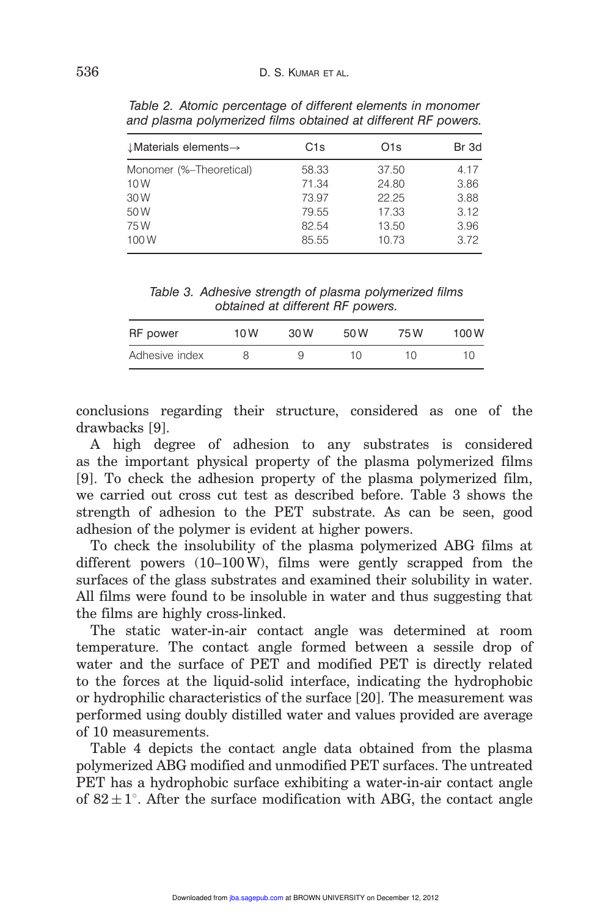Table 2. Atomic percentage of different elements in monomer and plasma polymerized films obtained at different RF powers.

| ↓Materials elements→ | C1s | O1s | Br 3d |
|---|---|---|---|
| Monomer (%–Theoretical) | 58.33 | 37.50 | 4.17 |
| 10 W | 71.34 | 24.80 | 3.86 |
| 30 W | 73.97 | 22.25 | 3.88 |
| 50 W | 79.55 | 17.33 | 3.12 |
| 75 W | 82.54 | 13.50 | 3.96 |
| 100 W | 85.55 | 10.73 | 3.72 |

Table 3. Adhesive strength of plasma polymerized films obtained at different RF powers.

| RF power | 10 W | 30 W | 50 W | 75 W | 100 W |
|---|---|---|---|---|---|
| Adhesive index | 8 | 9 | 10 | 10 | 10 |

conclusions regarding their structure, considered as one of the drawbacks [9].

A high degree of adhesion to any substrates is considered as the important physical property of the plasma polymerized films [9]. To check the adhesion property of the plasma polymerized film, we carried out cross cut test as described before. Table 3 shows the strength of adhesion to the PET substrate. As can be seen, good adhesion of the polymer is evident at higher powers.

To check the insolubility of the plasma polymerized ABG films at different powers (10–100 W), films were gently scrapped from the surfaces of the glass substrates and examined their solubility in water. All films were found to be insoluble in water and thus suggesting that the films are highly cross-linked.

The static water-in-air contact angle was determined at room temperature. The contact angle formed between a sessile drop of water and the surface of PET and modified PET is directly related to the forces at the liquid-solid interface, indicating the hydrophobic or hydrophilic characteristics of the surface [20]. The measurement was performed using doubly distilled water and values provided are average of 10 measurements.

Table 4 depicts the contact angle data obtained from the plasma polymerized ABG modified and unmodified PET surfaces. The untreated PET has a hydrophobic surface exhibiting a water-in-air contact angle of $82 \pm 1^{\circ}$. After the surface modification with ABG, the contact angle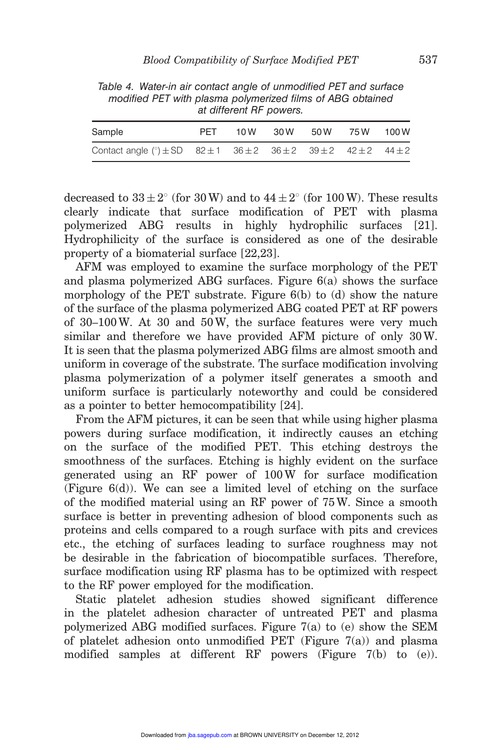Table 4. Water-in air contact angle of unmodified PET and surface modified PET with plasma polymerized films of ABG obtained at different RF powers.

| Sample | PET | 10 W | 30 W | 50 W | 75 W | 100 W |
|---|---|---|---|---|---|---|
| Contact angle (°) ± SD | 82 ± 1 | 36 ± 2 | 36 ± 2 | 39 ± 2 | 42 ± 2 | 44 ± 2 |

decreased to $33 \pm 2^{\circ}$ (for 30 W) and to $44 \pm 2^{\circ}$ (for 100 W). These results clearly indicate that surface modification of PET with plasma polymerized ABG results in highly hydrophilic surfaces [21]. Hydrophilicity of the surface is considered as one of the desirable property of a biomaterial surface [22,23].

AFM was employed to examine the surface morphology of the PET and plasma polymerized ABG surfaces. Figure 6(a) shows the surface morphology of the PET substrate. Figure 6(b) to (d) show the nature of the surface of the plasma polymerized ABG coated PET at RF powers of 30–100 W. At 30 and 50 W, the surface features were very much similar and therefore we have provided AFM picture of only 30 W. It is seen that the plasma polymerized ABG films are almost smooth and uniform in coverage of the substrate. The surface modification involving plasma polymerization of a polymer itself generates a smooth and uniform surface is particularly noteworthy and could be considered as a pointer to better hemocompatibility [24].

From the AFM pictures, it can be seen that while using higher plasma powers during surface modification, it indirectly causes an etching on the surface of the modified PET. This etching destroys the smoothness of the surfaces. Etching is highly evident on the surface generated using an RF power of 100 W for surface modification (Figure 6(d)). We can see a limited level of etching on the surface of the modified material using an RF power of 75 W. Since a smooth surface is better in preventing adhesion of blood components such as proteins and cells compared to a rough surface with pits and crevices etc., the etching of surfaces leading to surface roughness may not be desirable in the fabrication of biocompatible surfaces. Therefore, surface modification using RF plasma has to be optimized with respect to the RF power employed for the modification.

Static platelet adhesion studies showed significant difference in the platelet adhesion character of untreated PET and plasma polymerized ABG modified surfaces. Figure 7(a) to (e) show the SEM of platelet adhesion onto unmodified PET (Figure 7(a)) and plasma modified samples at different RF powers (Figure 7(b) to (e)).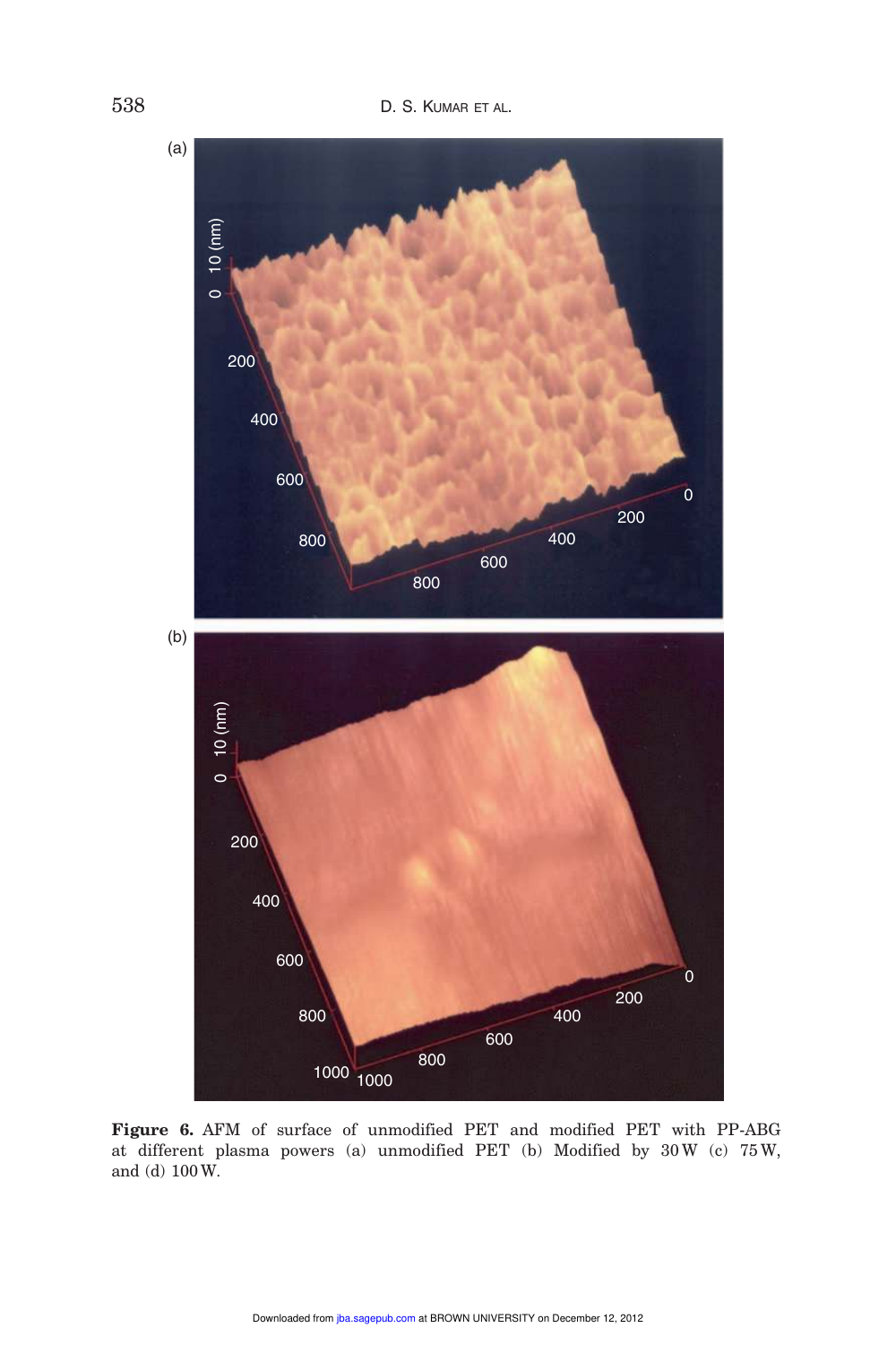**Figure 6.** AFM of surface of unmodified PET and modified PET with PP-ABG at different plasma powers (a) unmodified PET (b) Modified by 30 W (c) 75 W, and (d) 100 W.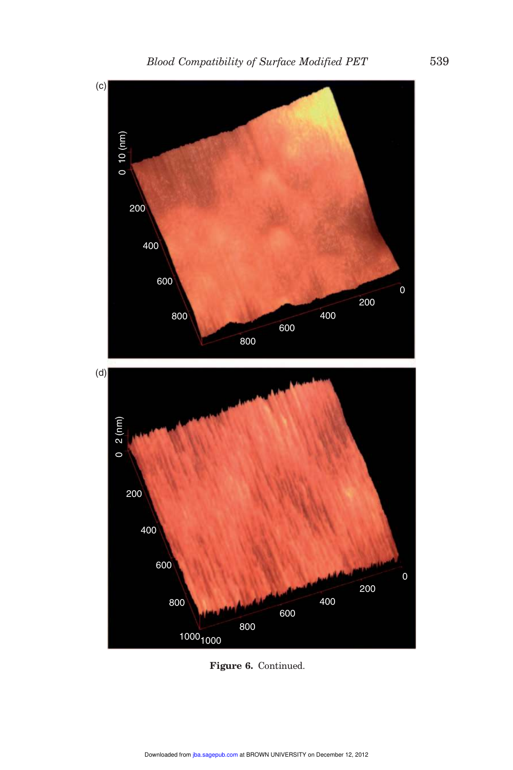(c)

(d)

**Figure 6.** Continued.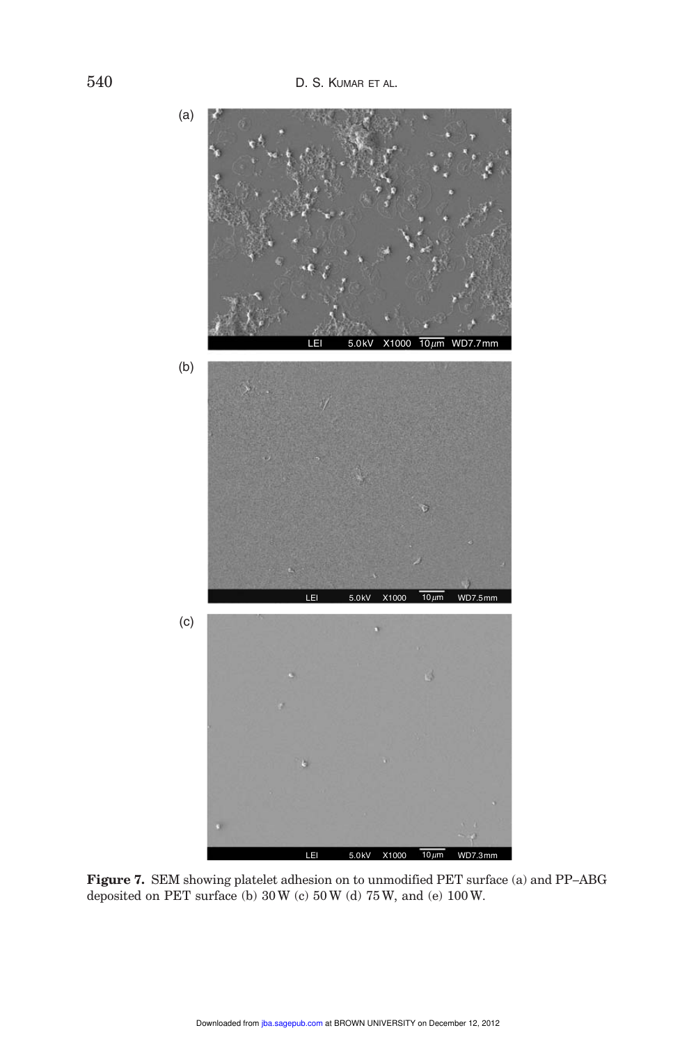**Figure 7.** SEM showing platelet adhesion on to unmodified PET surface (a) and PP–ABG deposited on PET surface (b) 30 W (c) 50 W (d) 75 W, and (e) 100 W.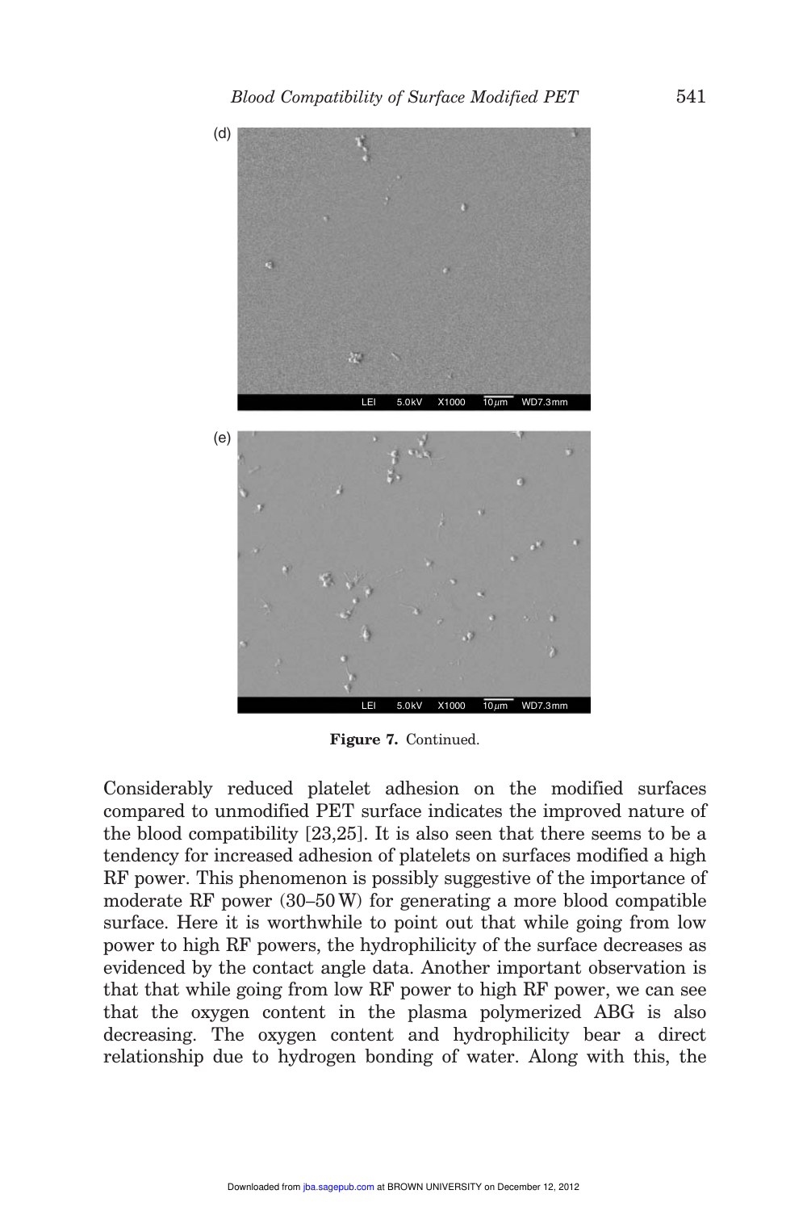(d)

LEI 5.0kV X1000 10 μm WD7.3mm

(e)

LEI 5.0kV X1000 10 μm WD7.3mm

**Figure 7.** Continued.

Considerably reduced platelet adhesion on the modified surfaces compared to unmodified PET surface indicates the improved nature of the blood compatibility [23,25]. It is also seen that there seems to be a tendency for increased adhesion of platelets on surfaces modified a high RF power. This phenomenon is possibly suggestive of the importance of moderate RF power (30–50 W) for generating a more blood compatible surface. Here it is worthwhile to point out that while going from low power to high RF powers, the hydrophilicity of the surface decreases as evidenced by the contact angle data. Another important observation is that that while going from low RF power to high RF power, we can see that the oxygen content in the plasma polymerized ABG is also decreasing. The oxygen content and hydrophilicity bear a direct relationship due to hydrogen bonding of water. Along with this, the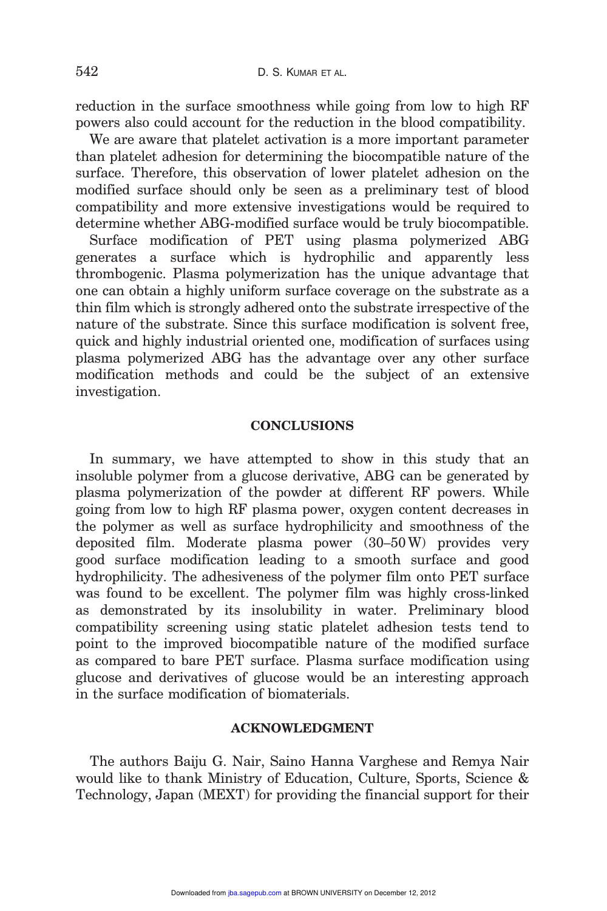reduction in the surface smoothness while going from low to high RF powers also could account for the reduction in the blood compatibility.

We are aware that platelet activation is a more important parameter than platelet adhesion for determining the biocompatible nature of the surface. Therefore, this observation of lower platelet adhesion on the modified surface should only be seen as a preliminary test of blood compatibility and more extensive investigations would be required to determine whether ABG-modified surface would be truly biocompatible.

Surface modification of PET using plasma polymerized ABG generates a surface which is hydrophilic and apparently less thrombogenic. Plasma polymerization has the unique advantage that one can obtain a highly uniform surface coverage on the substrate as a thin film which is strongly adhered onto the substrate irrespective of the nature of the substrate. Since this surface modification is solvent free, quick and highly industrial oriented one, modification of surfaces using plasma polymerized ABG has the advantage over any other surface modification methods and could be the subject of an extensive investigation.

## CONCLUSIONS

In summary, we have attempted to show in this study that an insoluble polymer from a glucose derivative, ABG can be generated by plasma polymerization of the powder at different RF powers. While going from low to high RF plasma power, oxygen content decreases in the polymer as well as surface hydrophilicity and smoothness of the deposited film. Moderate plasma power (30–50 W) provides very good surface modification leading to a smooth surface and good hydrophilicity. The adhesiveness of the polymer film onto PET surface was found to be excellent. The polymer film was highly cross-linked as demonstrated by its insolubility in water. Preliminary blood compatibility screening using static platelet adhesion tests tend to point to the improved biocompatible nature of the modified surface as compared to bare PET surface. Plasma surface modification using glucose and derivatives of glucose would be an interesting approach in the surface modification of biomaterials.

## ACKNOWLEDGMENT

The authors Baiju G. Nair, Saino Hanna Varghese and Remya Nair would like to thank Ministry of Education, Culture, Sports, Science & Technology, Japan (MEXT) for providing the financial support for their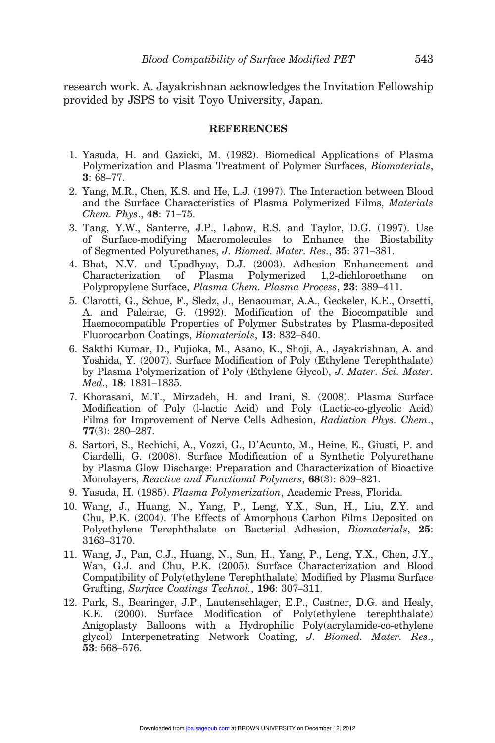research work. A. Jayakrishnan acknowledges the Invitation Fellowship provided by JSPS to visit Toyo University, Japan.

## REFERENCES

1. Yasuda, H. and Gazicki, M. (1982). Biomedical Applications of Plasma Polymerization and Plasma Treatment of Polymer Surfaces, *Biomaterials*, **3**: 68–77.
2. Yang, M.R., Chen, K.S. and He, L.J. (1997). The Interaction between Blood and the Surface Characteristics of Plasma Polymerized Films, *Materials Chem. Phys*., **48**: 71–75.
3. Tang, Y.W., Santerre, J.P., Labow, R.S. and Taylor, D.G. (1997). Use of Surface-modifying Macromolecules to Enhance the Biostability of Segmented Polyurethanes, *J. Biomed. Mater. Res.*, **35**: 371–381.
4. Bhat, N.V. and Upadhyay, D.J. (2003). Adhesion Enhancement and Characterization of Plasma Polymerized 1,2-dichloroethane on Polypropylene Surface, *Plasma Chem. Plasma Process*, **23**: 389–411.
5. Clarotti, G., Schue, F., Sledz, J., Benaoumar, A.A., Geckeler, K.E., Orsetti, A. and Paleirac, G. (1992). Modification of the Biocompatible and Haemocompatible Properties of Polymer Substrates by Plasma-deposited Fluorocarbon Coatings, *Biomaterials*, **13**: 832–840.
6. Sakthi Kumar, D., Fujioka, M., Asano, K., Shoji, A., Jayakrishnan, A. and Yoshida, Y. (2007). Surface Modification of Poly (Ethylene Terephthalate) by Plasma Polymerization of Poly (Ethylene Glycol), *J. Mater. Sci. Mater. Med*., **18**: 1831–1835.
7. Khorasani, M.T., Mirzadeh, H. and Irani, S. (2008). Plasma Surface Modification of Poly (l-lactic Acid) and Poly (Lactic-co-glycolic Acid) Films for Improvement of Nerve Cells Adhesion, *Radiation Phys. Chem*., **77**(3): 280–287.
8. Sartori, S., Rechichi, A., Vozzi, G., D'Acunto, M., Heine, E., Giusti, P. and Ciardelli, G. (2008). Surface Modification of a Synthetic Polyurethane by Plasma Glow Discharge: Preparation and Characterization of Bioactive Monolayers, *Reactive and Functional Polymers*, **68**(3): 809–821.
9. Yasuda, H. (1985). *Plasma Polymerization*, Academic Press, Florida.
10. Wang, J., Huang, N., Yang, P., Leng, Y.X., Sun, H., Liu, Z.Y. and Chu, P.K. (2004). The Effects of Amorphous Carbon Films Deposited on Polyethylene Terephthalate on Bacterial Adhesion, *Biomaterials*, **25**: 3163–3170.
11. Wang, J., Pan, C.J., Huang, N., Sun, H., Yang, P., Leng, Y.X., Chen, J.Y., Wan, G.J. and Chu, P.K. (2005). Surface Characterization and Blood Compatibility of Poly(ethylene Terephthalate) Modified by Plasma Surface Grafting, *Surface Coatings Technol.*, **196**: 307–311.
12. Park, S., Bearinger, J.P., Lautenschlager, E.P., Castner, D.G. and Healy, K.E. (2000). Surface Modification of Poly(ethylene terephthalate) Anigoplasty Balloons with a Hydrophilic Poly(acrylamide-co-ethylene glycol) Interpenetrating Network Coating, *J. Biomed. Mater. Res*., **53**: 568–576.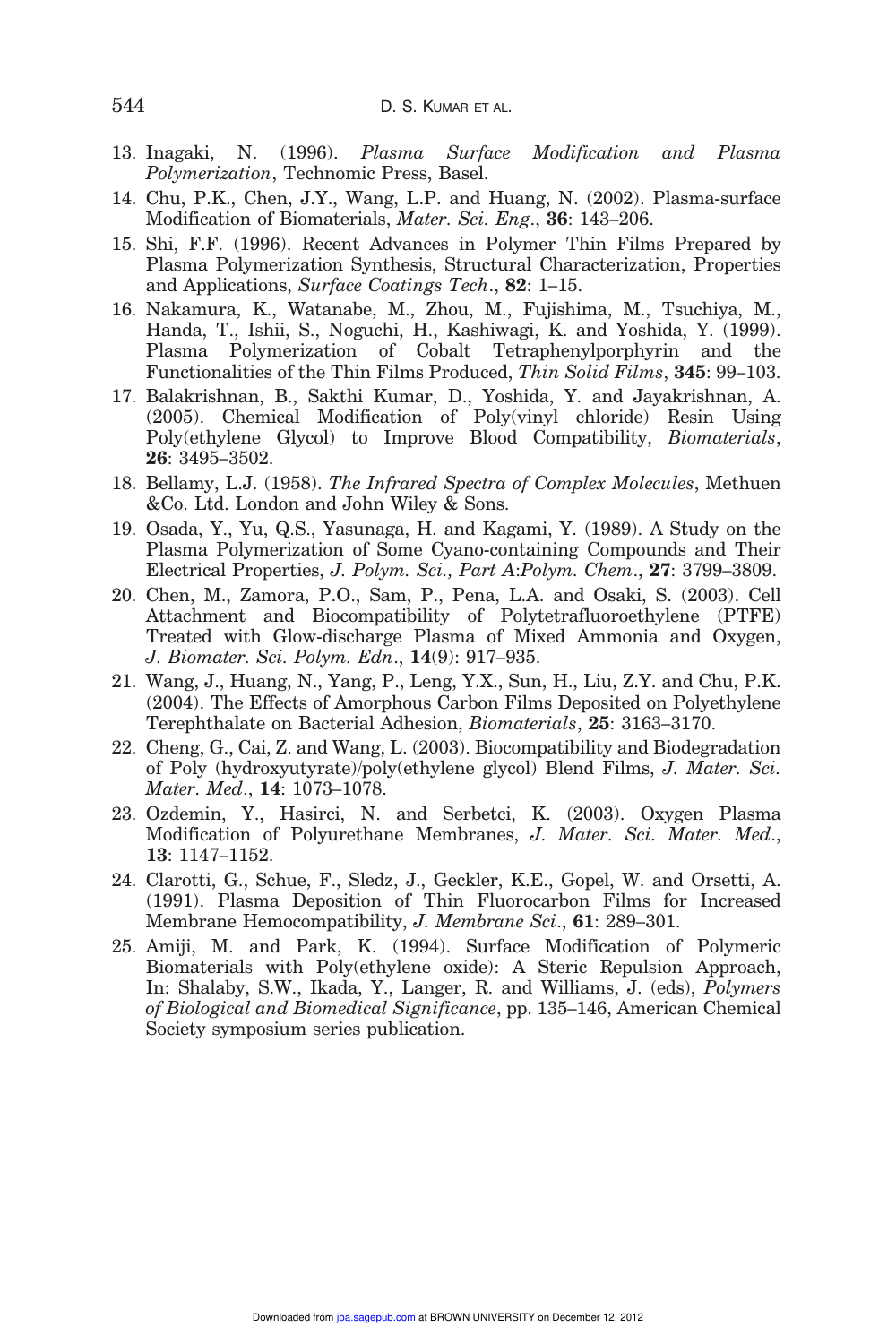13. Inagaki, N. (1996). *Plasma Surface Modification and Plasma Polymerization*, Technomic Press, Basel.
14. Chu, P.K., Chen, J.Y., Wang, L.P. and Huang, N. (2002). Plasma-surface Modification of Biomaterials, *Mater. Sci. Eng*., **36**: 143–206.
15. Shi, F.F. (1996). Recent Advances in Polymer Thin Films Prepared by Plasma Polymerization Synthesis, Structural Characterization, Properties and Applications, *Surface Coatings Tech*., **82**: 1–15.
16. Nakamura, K., Watanabe, M., Zhou, M., Fujishima, M., Tsuchiya, M., Handa, T., Ishii, S., Noguchi, H., Kashiwagi, K. and Yoshida, Y. (1999). Plasma Polymerization of Cobalt Tetraphenylporphyrin and the Functionalities of the Thin Films Produced, *Thin Solid Films*, **345**: 99–103.
17. Balakrishnan, B., Sakthi Kumar, D., Yoshida, Y. and Jayakrishnan, A. (2005). Chemical Modification of Poly(vinyl chloride) Resin Using Poly(ethylene Glycol) to Improve Blood Compatibility, *Biomaterials*, **26**: 3495–3502.
18. Bellamy, L.J. (1958). *The Infrared Spectra of Complex Molecules*, Methuen &Co. Ltd. London and John Wiley & Sons.
19. Osada, Y., Yu, Q.S., Yasunaga, H. and Kagami, Y. (1989). A Study on the Plasma Polymerization of Some Cyano-containing Compounds and Their Electrical Properties, *J. Polym. Sci., Part A:Polym. Chem*., **27**: 3799–3809.
20. Chen, M., Zamora, P.O., Sam, P., Pena, L.A. and Osaki, S. (2003). Cell Attachment and Biocompatibility of Polytetrafluoroethylene (PTFE) Treated with Glow-discharge Plasma of Mixed Ammonia and Oxygen, *J. Biomater. Sci. Polym. Edn*., **14**(9): 917–935.
21. Wang, J., Huang, N., Yang, P., Leng, Y.X., Sun, H., Liu, Z.Y. and Chu, P.K. (2004). The Effects of Amorphous Carbon Films Deposited on Polyethylene Terephthalate on Bacterial Adhesion, *Biomaterials*, **25**: 3163–3170.
22. Cheng, G., Cai, Z. and Wang, L. (2003). Biocompatibility and Biodegradation of Poly (hydroxyutyrate)/poly(ethylene glycol) Blend Films, *J. Mater. Sci. Mater. Med*., **14**: 1073–1078.
23. Ozdemin, Y., Hasirci, N. and Serbetci, K. (2003). Oxygen Plasma Modification of Polyurethane Membranes, *J. Mater. Sci. Mater. Med*., **13**: 1147–1152.
24. Clarotti, G., Schue, F., Sledz, J., Geckler, K.E., Gopel, W. and Orsetti, A. (1991). Plasma Deposition of Thin Fluorocarbon Films for Increased Membrane Hemocompatibility, *J. Membrane Sci*., **61**: 289–301.
25. Amiji, M. and Park, K. (1994). Surface Modification of Polymeric Biomaterials with Poly(ethylene oxide): A Steric Repulsion Approach, In: Shalaby, S.W., Ikada, Y., Langer, R. and Williams, J. (eds), *Polymers of Biological and Biomedical Significance*, pp. 135–146, American Chemical Society symposium series publication.